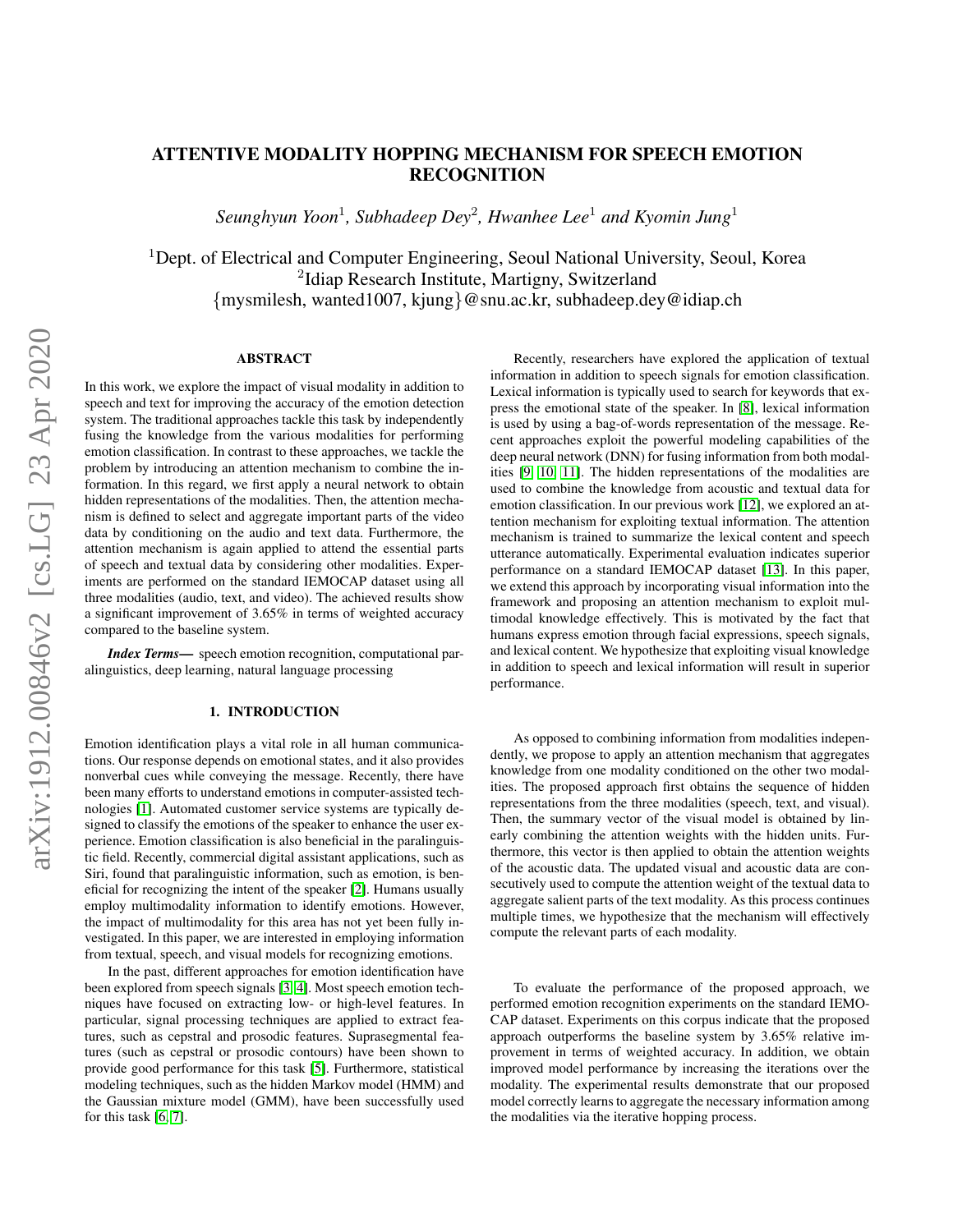# ATTENTIVE MODALITY HOPPING MECHANISM FOR SPEECH EMOTION RECOGNITION

*Seunghyun Yoon*[1], *Subhadeep Dey*[2], *Hwanhee Lee*[1] *and Kyomin Jung*[1]

[1]Dept. of Electrical and Computer Engineering, Seoul National University, Seoul, Korea
[2]Idiap Research Institute, Martigny, Switzerland
{mysmilesh, wanted1007, kjung}@snu.ac.kr, subhadeep.dey@idiap.ch

## ABSTRACT

In this work, we explore the impact of visual modality in addition to speech and text for improving the accuracy of the emotion detection system. The traditional approaches tackle this task by independently fusing the knowledge from the various modalities for performing emotion classification. In contrast to these approaches, we tackle the problem by introducing an attention mechanism to combine the information. In this regard, we first apply a neural network to obtain hidden representations of the modalities. Then, the attention mechanism is defined to select and aggregate important parts of the video data by conditioning on the audio and text data. Furthermore, the attention mechanism is again applied to attend the essential parts of speech and textual data by considering other modalities. Experiments are performed on the standard IEMOCAP dataset using all three modalities (audio, text, and video). The achieved results show a significant improvement of 3.65% in terms of weighted accuracy compared to the baseline system.

***Index Terms***— speech emotion recognition, computational paralinguistics, deep learning, natural language processing

## 1. INTRODUCTION

Emotion identification plays a vital role in all human communications. Our response depends on emotional states, and it also provides nonverbal cues while conveying the message. Recently, there have been many efforts to understand emotions in computer-assisted technologies [1]. Automated customer service systems are typically designed to classify the emotions of the speaker to enhance the user experience. Emotion classification is also beneficial in the paralinguistic field. Recently, commercial digital assistant applications, such as Siri, found that paralinguistic information, such as emotion, is beneficial for recognizing the intent of the speaker [2]. Humans usually employ multimodality information to identify emotions. However, the impact of multimodality for this area has not yet been fully investigated. In this paper, we are interested in employing information from textual, speech, and visual models for recognizing emotions.

In the past, different approaches for emotion identification have been explored from speech signals [3, 4]. Most speech emotion techniques have focused on extracting low- or high-level features. In particular, signal processing techniques are applied to extract features, such as cepstral and prosodic features. Suprasegmental features (such as cepstral or prosodic contours) have been shown to provide good performance for this task [5]. Furthermore, statistical modeling techniques, such as the hidden Markov model (HMM) and the Gaussian mixture model (GMM), have been successfully used for this task [6, 7].

Recently, researchers have explored the application of textual information in addition to speech signals for emotion classification. Lexical information is typically used to search for keywords that express the emotional state of the speaker. In [8], lexical information is used by using a bag-of-words representation of the message. Recent approaches exploit the powerful modeling capabilities of the deep neural network (DNN) for fusing information from both modalities [9, 10, 11]. The hidden representations of the modalities are used to combine the knowledge from acoustic and textual data for emotion classification. In our previous work [12], we explored an attention mechanism for exploiting textual information. The attention mechanism is trained to summarize the lexical content and speech utterance automatically. Experimental evaluation indicates superior performance on a standard IEMOCAP dataset [13]. In this paper, we extend this approach by incorporating visual information into the framework and proposing an attention mechanism to exploit multimodal knowledge effectively. This is motivated by the fact that humans express emotion through facial expressions, speech signals, and lexical content. We hypothesize that exploiting visual knowledge in addition to speech and lexical information will result in superior performance.

As opposed to combining information from modalities independently, we propose to apply an attention mechanism that aggregates knowledge from one modality conditioned on the other two modalities. The proposed approach first obtains the sequence of hidden representations from the three modalities (speech, text, and visual). Then, the summary vector of the visual model is obtained by linearly combining the attention weights with the hidden units. Furthermore, this vector is then applied to obtain the attention weights of the acoustic data. The updated visual and acoustic data are consecutively used to compute the attention weight of the textual data to aggregate salient parts of the text modality. As this process continues multiple times, we hypothesize that the mechanism will effectively compute the relevant parts of each modality.

To evaluate the performance of the proposed approach, we performed emotion recognition experiments on the standard IEMOCAP dataset. Experiments on this corpus indicate that the proposed approach outperforms the baseline system by 3.65% relative improvement in terms of weighted accuracy. In addition, we obtain improved model performance by increasing the iterations over the modality. The experimental results demonstrate that our proposed model correctly learns to aggregate the necessary information among the modalities via the iterative hopping process.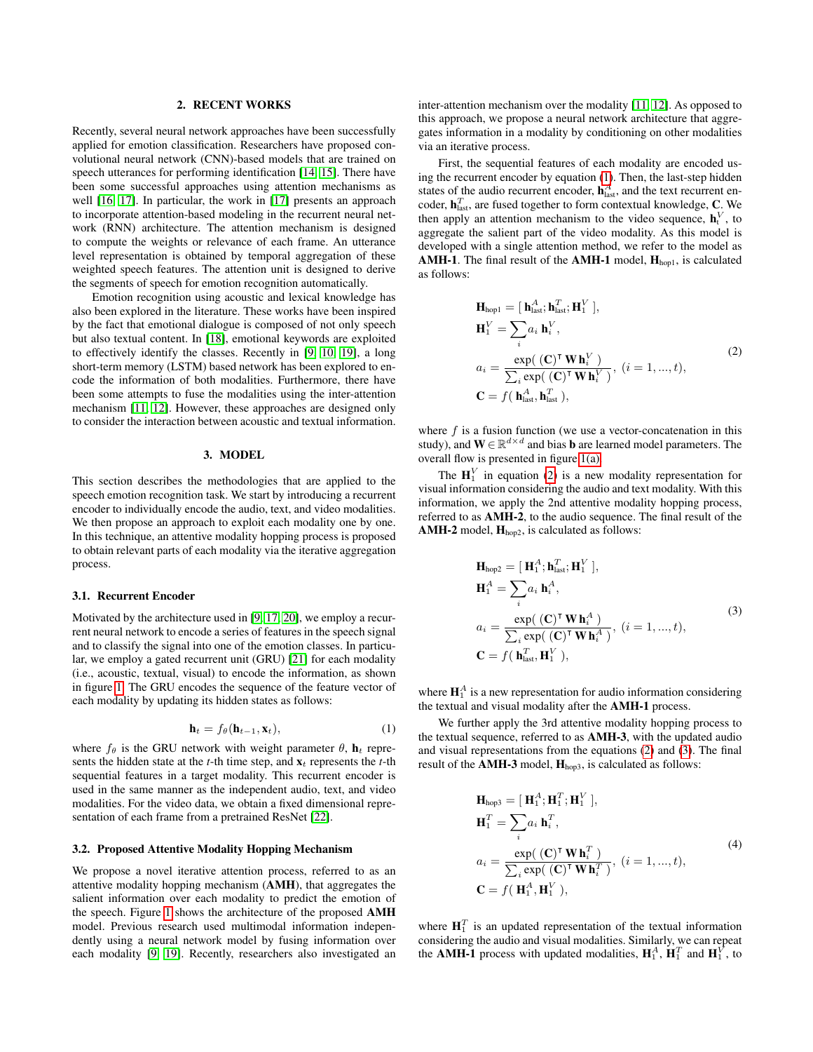## 2. RECENT WORKS

Recently, several neural network approaches have been successfully applied for emotion classification. Researchers have proposed convolutional neural network (CNN)-based models that are trained on speech utterances for performing identification [14, 15]. There have been some successful approaches using attention mechanisms as well [16, 17]. In particular, the work in [17] presents an approach to incorporate attention-based modeling in the recurrent neural network (RNN) architecture. The attention mechanism is designed to compute the weights or relevance of each frame. An utterance level representation is obtained by temporal aggregation of these weighted speech features. The attention unit is designed to derive the segments of speech for emotion recognition automatically.

Emotion recognition using acoustic and lexical knowledge has also been explored in the literature. These works have been inspired by the fact that emotional dialogue is composed of not only speech but also textual content. In [18], emotional keywords are exploited to effectively identify the classes. Recently in [9, 10, 19], a long short-term memory (LSTM) based network has been explored to encode the information of both modalities. Furthermore, there have been some attempts to fuse the modalities using the inter-attention mechanism [11, 12]. However, these approaches are designed only to consider the interaction between acoustic and textual information.

## 3. MODEL

This section describes the methodologies that are applied to the speech emotion recognition task. We start by introducing a recurrent encoder to individually encode the audio, text, and video modalities. We then propose an approach to exploit each modality one by one. In this technique, an attentive modality hopping process is proposed to obtain relevant parts of each modality via the iterative aggregation process.

### 3.1. Recurrent Encoder

Motivated by the architecture used in [9, 17, 20], we employ a recurrent neural network to encode a series of features in the speech signal and to classify the signal into one of the emotion classes. In particular, we employ a gated recurrent unit (GRU) [21] for each modality (i.e., acoustic, textual, visual) to encode the information, as shown in figure 1. The GRU encodes the sequence of the feature vector of each modality by updating its hidden states as follows:

$$\mathbf{h}_t = f_\theta(\mathbf{h}_{t-1}, \mathbf{x}_t), \tag{1}$$

where $f_\theta$ is the GRU network with weight parameter $\theta$, $\mathbf{h}_t$ represents the hidden state at the $t$-th time step, and $\mathbf{x}_t$ represents the $t$-th sequential features in a target modality. This recurrent encoder is used in the same manner as the independent audio, text, and video modalities. For the video data, we obtain a fixed dimensional representation of each frame from a pretrained ResNet [22].

### 3.2. Proposed Attentive Modality Hopping Mechanism

We propose a novel iterative attention process, referred to as an attentive modality hopping mechanism (**AMH**), that aggregates the salient information over each modality to predict the emotion of the speech. Figure 1 shows the architecture of the proposed **AMH** model. Previous research used multimodal information independently using a neural network model by fusing information over each modality [9, 19]. Recently, researchers also investigated an inter-attention mechanism over the modality [11, 12]. As opposed to this approach, we propose a neural network architecture that aggregates information in a modality by conditioning on other modalities via an iterative process.

First, the sequential features of each modality are encoded using the recurrent encoder by equation (1). Then, the last-step hidden states of the audio recurrent encoder, $\mathbf{h}_{\text{last}}^{A}$, and the text recurrent encoder, $\mathbf{h}_{\text{last}}^{T}$, are fused together to form contextual knowledge, $\mathbf{C}$. We then apply an attention mechanism to the video sequence, $\mathbf{h}_t^{V}$, to aggregate the salient part of the video modality. As this model is developed with a single attention method, we refer to the model as **AMH-1**. The final result of the **AMH-1** model, $\mathbf{H}_{\text{hop1}}$, is calculated as follows:

$$\begin{aligned}
\mathbf{H}_{\text{hop1}} &= [\, \mathbf{h}_{\text{last}}^{A}; \mathbf{h}_{\text{last}}^{T}; \mathbf{H}_1^{V} \,], \\
\mathbf{H}_1^{V} &= \sum_i a_i \, \mathbf{h}_i^{V}, \\
a_i &= \frac{\exp(\, (\mathbf{C})^\intercal \, \mathbf{W} \, \mathbf{h}_i^{V} \,)}{\sum_i \exp(\, (\mathbf{C})^\intercal \, \mathbf{W} \, \mathbf{h}_i^{V} \,)}, \; (i = 1, ..., t), \\
\mathbf{C} &= f(\, \mathbf{h}_{\text{last}}^{A}, \mathbf{h}_{\text{last}}^{T} \,),
\end{aligned} \tag{2}$$

where $f$ is a fusion function (we use a vector-concatenation in this study), and $\mathbf{W} \in \mathbb{R}^{d \times d}$ and bias $\mathbf{b}$ are learned model parameters. The overall flow is presented in figure 1(a).

The $\mathbf{H}_1^{V}$ in equation (2) is a new modality representation for visual information considering the audio and text modality. With this information, we apply the 2nd attentive modality hopping process, referred to as **AMH-2**, to the audio sequence. The final result of the **AMH-2** model, $\mathbf{H}_{\text{hop2}}$, is calculated as follows:

$$\begin{aligned}
\mathbf{H}_{\text{hop2}} &= [\, \mathbf{H}_1^{A}; \mathbf{h}_{\text{last}}^{T}; \mathbf{H}_1^{V} \,], \\
\mathbf{H}_1^{A} &= \sum_i a_i \, \mathbf{h}_i^{A}, \\
a_i &= \frac{\exp(\, (\mathbf{C})^\intercal \, \mathbf{W} \, \mathbf{h}_i^{A} \,)}{\sum_i \exp(\, (\mathbf{C})^\intercal \, \mathbf{W} \, \mathbf{h}_i^{A} \,)}, \; (i = 1, ..., t), \\
\mathbf{C} &= f(\, \mathbf{h}_{\text{last}}^{T}, \mathbf{H}_1^{V} \,),
\end{aligned} \tag{3}$$

where $\mathbf{H}_1^{A}$ is a new representation for audio information considering the textual and visual modality after the **AMH-1** process.

We further apply the 3rd attentive modality hopping process to the textual sequence, referred to as **AMH-3**, with the updated audio and visual representations from the equations (2) and (3). The final result of the **AMH-3** model, $\mathbf{H}_{\text{hop3}}$, is calculated as follows:

$$\begin{aligned}
\mathbf{H}_{\text{hop3}} &= [\, \mathbf{H}_1^{A}; \mathbf{H}_1^{T}; \mathbf{H}_1^{V} \,], \\
\mathbf{H}_1^{T} &= \sum_i a_i \, \mathbf{h}_i^{T}, \\
a_i &= \frac{\exp(\, (\mathbf{C})^\intercal \, \mathbf{W} \, \mathbf{h}_i^{T} \,)}{\sum_i \exp(\, (\mathbf{C})^\intercal \, \mathbf{W} \, \mathbf{h}_i^{T} \,)}, \; (i = 1, ..., t), \\
\mathbf{C} &= f(\, \mathbf{H}_1^{A}, \mathbf{H}_1^{V} \,),
\end{aligned} \tag{4}$$

where $\mathbf{H}_1^{T}$ is an updated representation of the textual information considering the audio and visual modalities. Similarly, we can repeat the **AMH-1** process with updated modalities, $\mathbf{H}_1^{A}$, $\mathbf{H}_1^{T}$ and $\mathbf{H}_1^{V}$, to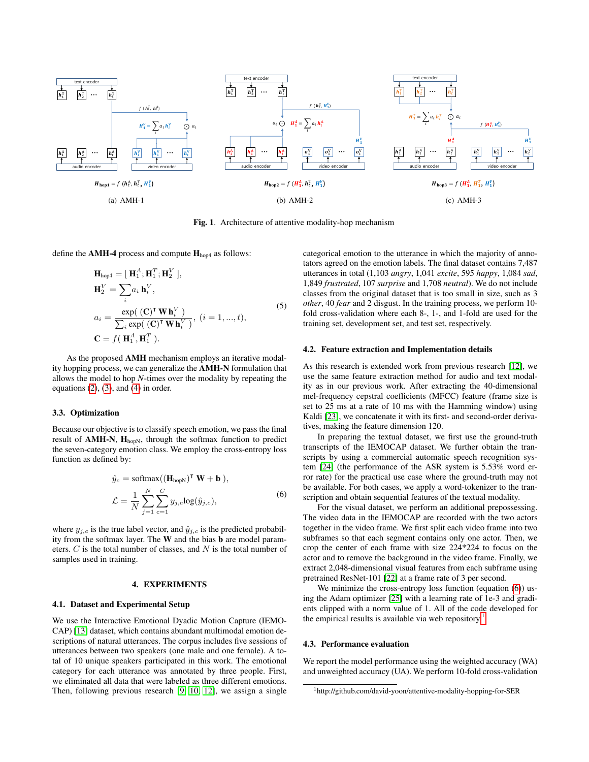(a) AMH-1

(b) AMH-2

(c) AMH-3

**Fig. 1**. Architecture of attentive modality-hop mechanism

define the **AMH-4** process and compute $\mathbf{H}_{\text{hop4}}$ as follows:

$$
\begin{aligned}
\mathbf{H}_{\text{hop4}} &= [\, \mathbf{H}_1^A ; \mathbf{H}_1^T ; \mathbf{H}_2^V \,], \\
\mathbf{H}_2^V &= \sum_i a_i \, \mathbf{h}_i^V, \\
a_i &= \frac{\exp(\, (\mathbf{C})^\intercal \, \mathbf{W} \, \mathbf{h}_i^V \,)}{\sum_i \exp(\, (\mathbf{C})^\intercal \, \mathbf{W} \, \mathbf{h}_i^V \,)}, \ (i = 1, ..., t), \\
\mathbf{C} &= f(\, \mathbf{H}_1^A, \mathbf{H}_1^T \,).
\end{aligned} \tag{5}
$$

As the proposed **AMH** mechanism employs an iterative modality hopping process, we can generalize the **AMH-N** formulation that allows the model to hop $N$-times over the modality by repeating the equations (2), (3), and (4) in order.

### 3.3. Optimization

Because our objective is to classify speech emotion, we pass the final result of **AMH-N**, $\mathbf{H}_{\text{hopN}}$, through the softmax function to predict the seven-category emotion class. We employ the cross-entropy loss function as defined by:

$$
\begin{aligned}
\hat{y}_c &= \text{softmax}((\mathbf{H}_{\text{hopN}})^\intercal \, \mathbf{W} + \mathbf{b} \,), \\
\mathcal{L} &= \frac{1}{N} \sum_{j=1}^{N} \sum_{c=1}^{C} y_{j,c} \log(\hat{y}_{j,c}),
\end{aligned} \tag{6}
$$

where $y_{j,c}$ is the true label vector, and $\hat{y}_{j,c}$ is the predicted probability from the softmax layer. The $\mathbf{W}$ and the bias $\mathbf{b}$ are model parameters. $C$ is the total number of classes, and $N$ is the total number of samples used in training.

## 4. EXPERIMENTS

### 4.1. Dataset and Experimental Setup

We use the Interactive Emotional Dyadic Motion Capture (IEMOCAP) [13] dataset, which contains abundant multimodal emotion descriptions of natural utterances. The corpus includes five sessions of utterances between two speakers (one male and one female). A total of 10 unique speakers participated in this work. The emotional category for each utterance was annotated by three people. First, we eliminated all data that were labeled as three different emotions. Then, following previous research [9, 10, 12], we assign a single categorical emotion to the utterance in which the majority of annotators agreed on the emotion labels. The final dataset contains 7,487 utterances in total (1,103 *angry*, 1,041 *excite*, 595 *happy*, 1,084 *sad*, 1,849 *frustrated*, 107 *surprise* and 1,708 *neutral*). We do not include classes from the original dataset that is too small in size, such as 3 *other*, 40 *fear* and 2 disgust. In the training process, we perform 10-fold cross-validation where each 8-, 1-, and 1-fold are used for the training set, development set, and test set, respectively.

### 4.2. Feature extraction and Implementation details

As this research is extended work from previous research [12], we use the same feature extraction method for audio and text modality as in our previous work. After extracting the 40-dimensional mel-frequency cepstral coefficients (MFCC) feature (frame size is set to 25 ms at a rate of 10 ms with the Hamming window) using Kaldi [23], we concatenate it with its first- and second-order derivatives, making the feature dimension 120.

In preparing the textual dataset, we first use the ground-truth transcripts of the IEMOCAP dataset. We further obtain the transcripts by using a commercial automatic speech recognition system [24] (the performance of the ASR system is 5.53% word error rate) for the practical use case where the ground-truth may not be available. For both cases, we apply a word-tokenizer to the transcription and obtain sequential features of the textual modality.

For the visual dataset, we perform an additional prepossessing. The video data in the IEMOCAP are recorded with the two actors together in the video frame. We first split each video frame into two subframes so that each segment contains only one actor. Then, we crop the center of each frame with size 224*224 to focus on the actor and to remove the background in the video frame. Finally, we extract 2,048-dimensional visual features from each subframe using pretrained ResNet-101 [22] at a frame rate of 3 per second.

We minimize the cross-entropy loss function (equation (6)) using the Adam optimizer [25] with a learning rate of 1e-3 and gradients clipped with a norm value of 1. All of the code developed for the empirical results is available via web repository[1].

### 4.3. Performance evaluation

We report the model performance using the weighted accuracy (WA) and unweighted accuracy (UA). We perform 10-fold cross-validation

[1] http://github.com/david-yoon/attentive-modality-hopping-for-SER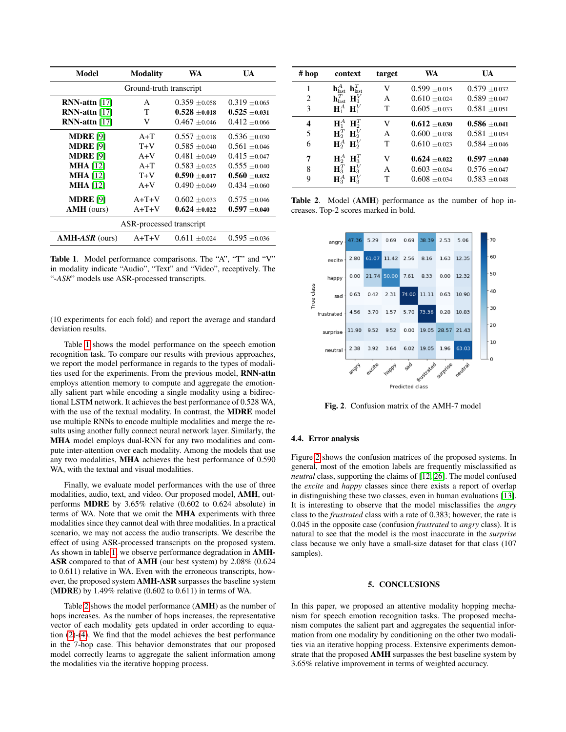| Model | Modality | WA | UA |
|---|---|---|---|
| Ground-truth transcript | | | |
| **RNN-attn** [17] | A | 0.359 ±0.058 | 0.319 ±0.065 |
| **RNN-attn** [17] | T | **0.528** ±**0.018** | **0.525** ±**0.031** |
| **RNN-attn** [17] | V | 0.467 ±0.046 | 0.412 ±0.066 |
| **MDRE** [9] | A+T | 0.557 ±0.018 | 0.536 ±0.030 |
| **MDRE** [9] | T+V | 0.585 ±0.040 | 0.561 ±0.046 |
| **MDRE** [9] | A+V | 0.481 ±0.049 | 0.415 ±0.047 |
| **MHA** [12] | A+T | 0.583 ±0.025 | 0.555 ±0.040 |
| **MHA** [12] | T+V | **0.590** ±**0.017** | **0.560** ±**0.032** |
| **MHA** [12] | A+V | 0.490 ±0.049 | 0.434 ±0.060 |
| **MDRE** [9] | A+T+V | 0.602 ±0.033 | 0.575 ±0.046 |
| **AMH** (ours) | A+T+V | **0.624** ±**0.022** | **0.597** ±**0.040** |
| ASR-processed transcript | | | |
| **AMH-*ASR*** (ours) | A+T+V | 0.611 ±0.024 | 0.595 ±0.036 |

**Table 1**. Model performance comparisons. The "A", "T" and "V" in modality indicate "Audio", "Text" and "Video", receptively. The "-*ASR*" models use ASR-processed transcripts.

(10 experiments for each fold) and report the average and standard deviation results.

Table 1 shows the model performance on the speech emotion recognition task. To compare our results with previous approaches, we report the model performance in regards to the types of modalities used for the experiments. From the previous model, **RNN-attn** employs attention memory to compute and aggregate the emotionally salient part while encoding a single modality using a bidirectional LSTM network. It achieves the best performance of 0.528 WA, with the use of the textual modality. In contrast, the **MDRE** model use multiple RNNs to encode multiple modalities and merge the results using another fully connect neural network layer. Similarly, the **MHA** model employs dual-RNN for any two modalities and compute inter-attention over each modality. Among the models that use any two modalities, **MHA** achieves the best performance of 0.590 WA, with the textual and visual modalities.

Finally, we evaluate model performances with the use of three modalities, audio, text, and video. Our proposed model, **AMH**, outperforms **MDRE** by 3.65% relative (0.602 to 0.624 absolute) in terms of WA. Note that we omit the **MHA** experiments with three modalities since they cannot deal with three modalities. In a practical scenario, we may not access the audio transcripts. We describe the effect of using ASR-processed transcripts on the proposed system. As shown in table 1, we observe performance degradation in **AMH-ASR** compared to that of **AMH** (our best system) by 2.08% (0.624 to 0.611) relative in WA. Even with the erroneous transcripts, however, the proposed system **AMH-ASR** surpasses the baseline system (**MDRE**) by 1.49% relative (0.602 to 0.611) in terms of WA.

Table 2 shows the model performance (**AMH**) as the number of hops increases. As the number of hops increases, the representative vector of each modality gets updated in order according to equation (2)-(4). We find that the model achieves the best performance in the 7-hop case. This behavior demonstrates that our proposed model correctly learns to aggregate the salient information among the modalities via the iterative hopping process.

| # hop | context | target | WA | UA |
|---|---|---|---|---|
| 1 | $\mathbf{h}^A_{\text{last}}$ $\mathbf{h}^T_{\text{last}}$ | V | 0.599 ±0.015 | 0.579 ±0.032 |
| 2 | $\mathbf{h}^T_{\text{last}}$ $\mathbf{H}^V_1$ | A | 0.610 ±0.024 | 0.589 ±0.047 |
| 3 | $\mathbf{H}^A_1$ $\mathbf{H}^V_1$ | T | 0.605 ±0.033 | 0.581 ±0.051 |
| **4** | $\mathbf{H}^A_1$ $\mathbf{H}^T_2$ | V | **0.612** ±**0.030** | **0.586** ±**0.041** |
| 5 | $\mathbf{H}^T_2$ $\mathbf{H}^V_2$ | A | 0.600 ±0.038 | 0.581 ±0.054 |
| 6 | $\mathbf{H}^A_2$ $\mathbf{H}^V_2$ | T | 0.610 ±0.023 | 0.584 ±0.046 |
| **7** | $\mathbf{H}^A_2$ $\mathbf{H}^T_3$ | V | **0.624** ±**0.022** | **0.597** ±**0.040** |
| 8 | $\mathbf{H}^T_3$ $\mathbf{H}^V_3$ | A | 0.603 ±0.034 | 0.576 ±0.047 |
| 9 | $\mathbf{H}^A_3$ $\mathbf{H}^V_3$ | T | 0.608 ±0.034 | 0.583 ±0.048 |

**Table 2**. Model (**AMH**) performance as the number of hop increases. Top-2 scores marked in bold.

| True class \ Predicted class | angry | excite | happy | sad | frustrated | surprise | neutral |
|---|---|---|---|---|---|---|---|
| angry | 47.36 | 5.29 | 0.69 | 0.69 | 38.39 | 2.53 | 5.06 |
| excite | 2.80 | 61.07 | 11.42 | 2.56 | 8.16 | 1.63 | 12.35 |
| happy | 0.00 | 21.74 | 50.00 | 7.61 | 8.33 | 0.00 | 12.32 |
| sad | 0.63 | 0.42 | 2.31 | 74.00 | 11.11 | 0.63 | 10.90 |
| frustrated | 4.56 | 3.70 | 1.57 | 5.70 | 73.36 | 0.28 | 10.83 |
| surprise | 11.90 | 9.52 | 9.52 | 0.00 | 19.05 | 28.57 | 21.43 |
| neutral | 2.38 | 3.92 | 3.64 | 6.02 | 19.05 | 1.96 | 63.03 |

**Fig. 2**. Confusion matrix of the AMH-7 model

### 4.4. Error analysis

Figure 2 shows the confusion matrices of the proposed systems. In general, most of the emotion labels are frequently misclassified as *neutral* class, supporting the claims of [12, 26]. The model confused the *excite* and *happy* classes since there exists a report of overlap in distinguishing these two classes, even in human evaluations [13]. It is interesting to observe that the model misclassifies the *angry* class to the *frustrated* class with a rate of 0.383; however, the rate is 0.045 in the opposite case (confusion *frustrated* to *angry* class). It is natural to see that the model is the most inaccurate in the *surprise* class because we only have a small-size dataset for that class (107 samples).

## 5. CONCLUSIONS

In this paper, we proposed an attentive modality hopping mechanism for speech emotion recognition tasks. The proposed mechanism computes the salient part and aggregates the sequential information from one modality by conditioning on the other two modalities via an iterative hopping process. Extensive experiments demonstrate that the proposed **AMH** surpasses the best baseline system by 3.65% relative improvement in terms of weighted accuracy.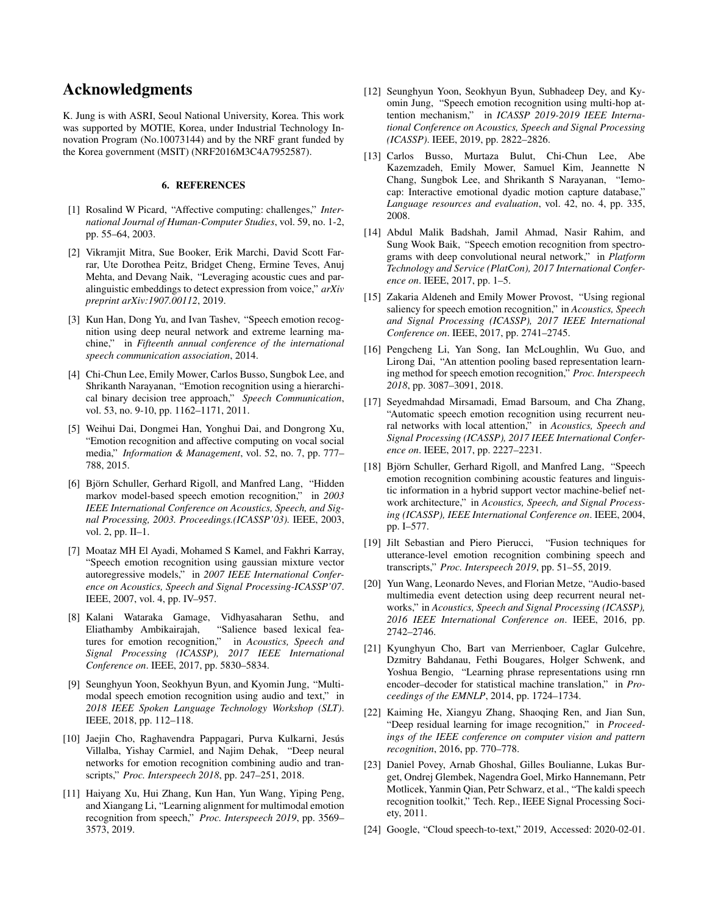## Acknowledgments

K. Jung is with ASRI, Seoul National University, Korea. This work was supported by MOTIE, Korea, under Industrial Technology Innovation Program (No.10073144) and by the NRF grant funded by the Korea government (MSIT) (NRF2016M3C4A7952587).

### 6. REFERENCES

[1] Rosalind W Picard, "Affective computing: challenges," *International Journal of Human-Computer Studies*, vol. 59, no. 1-2, pp. 55–64, 2003.

[2] Vikramjit Mitra, Sue Booker, Erik Marchi, David Scott Farrar, Ute Dorothea Peitz, Bridget Cheng, Ermine Teves, Anuj Mehta, and Devang Naik, "Leveraging acoustic cues and paralinguistic embeddings to detect expression from voice," *arXiv preprint arXiv:1907.00112*, 2019.

[3] Kun Han, Dong Yu, and Ivan Tashev, "Speech emotion recognition using deep neural network and extreme learning machine," in *Fifteenth annual conference of the international speech communication association*, 2014.

[4] Chi-Chun Lee, Emily Mower, Carlos Busso, Sungbok Lee, and Shrikanth Narayanan, "Emotion recognition using a hierarchical binary decision tree approach," *Speech Communication*, vol. 53, no. 9-10, pp. 1162–1171, 2011.

[5] Weihui Dai, Dongmei Han, Yonghui Dai, and Dongrong Xu, "Emotion recognition and affective computing on vocal social media," *Information & Management*, vol. 52, no. 7, pp. 777–788, 2015.

[6] Björn Schuller, Gerhard Rigoll, and Manfred Lang, "Hidden markov model-based speech emotion recognition," in *2003 IEEE International Conference on Acoustics, Speech, and Signal Processing, 2003. Proceedings.(ICASSP'03).* IEEE, 2003, vol. 2, pp. II–1.

[7] Moataz MH El Ayadi, Mohamed S Kamel, and Fakhri Karray, "Speech emotion recognition using gaussian mixture vector autoregressive models," in *2007 IEEE International Conference on Acoustics, Speech and Signal Processing-ICASSP'07*. IEEE, 2007, vol. 4, pp. IV–957.

[8] Kalani Wataraka Gamage, Vidhyasaharan Sethu, and Eliathamby Ambikairajah, "Salience based lexical features for emotion recognition," in *Acoustics, Speech and Signal Processing (ICASSP), 2017 IEEE International Conference on*. IEEE, 2017, pp. 5830–5834.

[9] Seunghyun Yoon, Seokhyun Byun, and Kyomin Jung, "Multimodal speech emotion recognition using audio and text," in *2018 IEEE Spoken Language Technology Workshop (SLT)*. IEEE, 2018, pp. 112–118.

[10] Jaejin Cho, Raghavendra Pappagari, Purva Kulkarni, Jesús Villalba, Yishay Carmiel, and Najim Dehak, "Deep neural networks for emotion recognition combining audio and transcripts," *Proc. Interspeech 2018*, pp. 247–251, 2018.

[11] Haiyang Xu, Hui Zhang, Kun Han, Yun Wang, Yiping Peng, and Xiangang Li, "Learning alignment for multimodal emotion recognition from speech," *Proc. Interspeech 2019*, pp. 3569–3573, 2019.

[12] Seunghyun Yoon, Seokhyun Byun, Subhadeep Dey, and Kyomin Jung, "Speech emotion recognition using multi-hop attention mechanism," in *ICASSP 2019-2019 IEEE International Conference on Acoustics, Speech and Signal Processing (ICASSP)*. IEEE, 2019, pp. 2822–2826.

[13] Carlos Busso, Murtaza Bulut, Chi-Chun Lee, Abe Kazemzadeh, Emily Mower, Samuel Kim, Jeannette N Chang, Sungbok Lee, and Shrikanth S Narayanan, "Iemocap: Interactive emotional dyadic motion capture database," *Language resources and evaluation*, vol. 42, no. 4, pp. 335, 2008.

[14] Abdul Malik Badshah, Jamil Ahmad, Nasir Rahim, and Sung Wook Baik, "Speech emotion recognition from spectrograms with deep convolutional neural network," in *Platform Technology and Service (PlatCon), 2017 International Conference on*. IEEE, 2017, pp. 1–5.

[15] Zakaria Aldeneh and Emily Mower Provost, "Using regional saliency for speech emotion recognition," in *Acoustics, Speech and Signal Processing (ICASSP), 2017 IEEE International Conference on*. IEEE, 2017, pp. 2741–2745.

[16] Pengcheng Li, Yan Song, Ian McLoughlin, Wu Guo, and Lirong Dai, "An attention pooling based representation learning method for speech emotion recognition," *Proc. Interspeech 2018*, pp. 3087–3091, 2018.

[17] Seyedmahdad Mirsamadi, Emad Barsoum, and Cha Zhang, "Automatic speech emotion recognition using recurrent neural networks with local attention," in *Acoustics, Speech and Signal Processing (ICASSP), 2017 IEEE International Conference on*. IEEE, 2017, pp. 2227–2231.

[18] Björn Schuller, Gerhard Rigoll, and Manfred Lang, "Speech emotion recognition combining acoustic features and linguistic information in a hybrid support vector machine-belief network architecture," in *Acoustics, Speech, and Signal Processing (ICASSP), IEEE International Conference on*. IEEE, 2004, pp. I–577.

[19] Jilt Sebastian and Piero Pierucci, "Fusion techniques for utterance-level emotion recognition combining speech and transcripts," *Proc. Interspeech 2019*, pp. 51–55, 2019.

[20] Yun Wang, Leonardo Neves, and Florian Metze, "Audio-based multimedia event detection using deep recurrent neural networks," in *Acoustics, Speech and Signal Processing (ICASSP), 2016 IEEE International Conference on*. IEEE, 2016, pp. 2742–2746.

[21] Kyunghyun Cho, Bart van Merrienboer, Caglar Gulcehre, Dzmitry Bahdanau, Fethi Bougares, Holger Schwenk, and Yoshua Bengio, "Learning phrase representations using rnn encoder–decoder for statistical machine translation," in *Proceedings of the EMNLP*, 2014, pp. 1724–1734.

[22] Kaiming He, Xiangyu Zhang, Shaoqing Ren, and Jian Sun, "Deep residual learning for image recognition," in *Proceedings of the IEEE conference on computer vision and pattern recognition*, 2016, pp. 770–778.

[23] Daniel Povey, Arnab Ghoshal, Gilles Boulianne, Lukas Burget, Ondrej Glembek, Nagendra Goel, Mirko Hannemann, Petr Motlicek, Yanmin Qian, Petr Schwarz, et al., "The kaldi speech recognition toolkit," Tech. Rep., IEEE Signal Processing Society, 2011.

[24] Google, "Cloud speech-to-text," 2019, Accessed: 2020-02-01.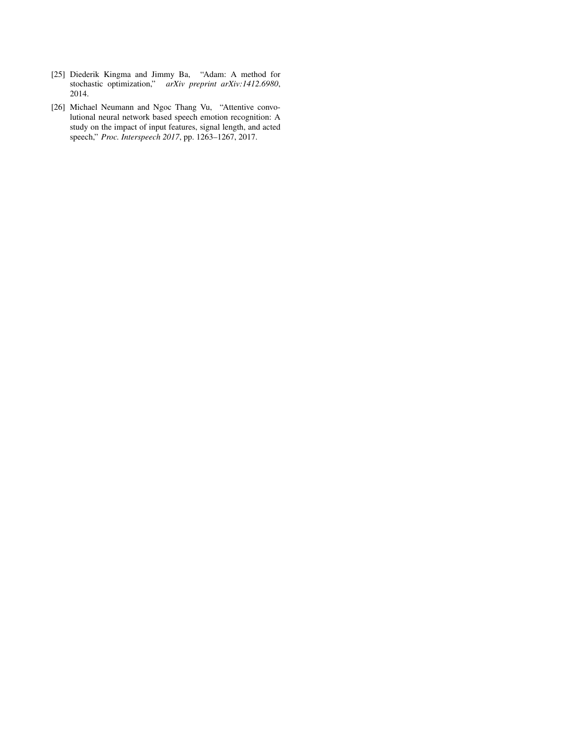[25] Diederik Kingma and Jimmy Ba, "Adam: A method for stochastic optimization," *arXiv preprint arXiv:1412.6980*, 2014.

[26] Michael Neumann and Ngoc Thang Vu, "Attentive convolutional neural network based speech emotion recognition: A study on the impact of input features, signal length, and acted speech," *Proc. Interspeech 2017*, pp. 1263–1267, 2017.